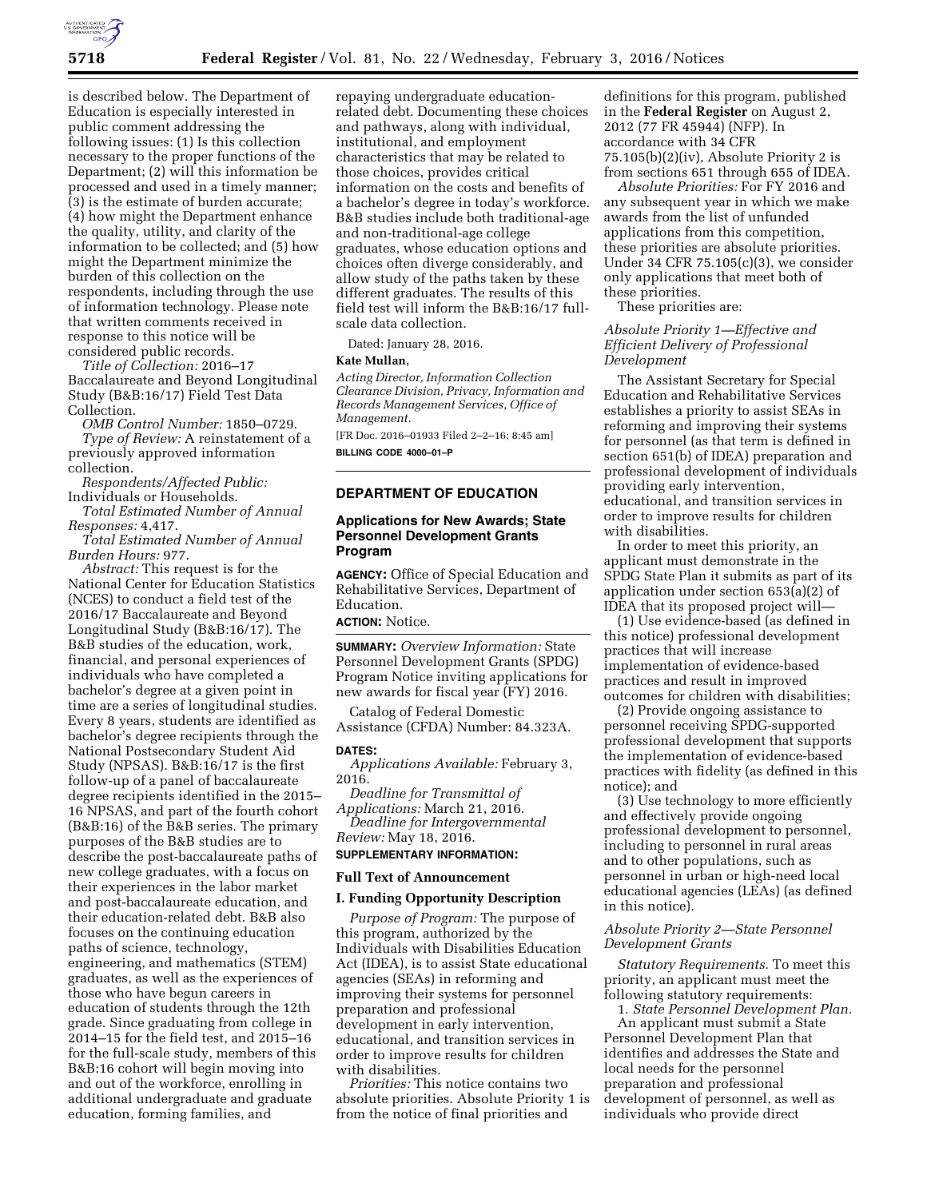is described below. The Department of Education is especially interested in public comment addressing the following issues: (1) Is this collection necessary to the proper functions of the Department; (2) will this information be processed and used in a timely manner; (3) is the estimate of burden accurate; (4) how might the Department enhance the quality, utility, and clarity of the information to be collected; and (5) how might the Department minimize the burden of this collection on the respondents, including through the use of information technology. Please note that written comments received in response to this notice will be considered public records.

*Title of Collection:* 2016–17 Baccalaureate and Beyond Longitudinal Study (B&B:16/17) Field Test Data Collection.

*OMB Control Number:* 1850–0729.

*Type of Review:* A reinstatement of a previously approved information collection.

*Respondents/Affected Public:* Individuals or Households.

*Total Estimated Number of Annual Responses:* 4,417.

*Total Estimated Number of Annual Burden Hours:* 977.

*Abstract:* This request is for the National Center for Education Statistics (NCES) to conduct a field test of the 2016/17 Baccalaureate and Beyond Longitudinal Study (B&B:16/17). The B&B studies of the education, work, financial, and personal experiences of individuals who have completed a bachelor's degree at a given point in time are a series of longitudinal studies. Every 8 years, students are identified as bachelor's degree recipients through the National Postsecondary Student Aid Study (NPSAS). B&B:16/17 is the first follow-up of a panel of baccalaureate degree recipients identified in the 2015–16 NPSAS, and part of the fourth cohort (B&B:16) of the B&B series. The primary purposes of the B&B studies are to describe the post-baccalaureate paths of new college graduates, with a focus on their experiences in the labor market and post-baccalaureate education, and their education-related debt. B&B also focuses on the continuing education paths of science, technology, engineering, and mathematics (STEM) graduates, as well as the experiences of those who have begun careers in education of students through the 12th grade. Since graduating from college in 2014–15 for the field test, and 2015–16 for the full-scale study, members of this B&B:16 cohort will begin moving into and out of the workforce, enrolling in additional undergraduate and graduate education, forming families, and repaying undergraduate education-related debt. Documenting these choices and pathways, along with individual, institutional, and employment characteristics that may be related to those choices, provides critical information on the costs and benefits of a bachelor's degree in today's workforce. B&B studies include both traditional-age and non-traditional-age college graduates, whose education options and choices often diverge considerably, and allow study of the paths taken by these different graduates. The results of this field test will inform the B&B:16/17 full-scale data collection.

Dated: January 28, 2016.

**Kate Mullan,**

*Acting Director, Information Collection Clearance Division, Privacy, Information and Records Management Services, Office of Management.*

[FR Doc. 2016–01933 Filed 2–2–16; 8:45 am]

**BILLING CODE 4000–01–P**

## DEPARTMENT OF EDUCATION

### Applications for New Awards; State Personnel Development Grants Program

**AGENCY:** Office of Special Education and Rehabilitative Services, Department of Education.

**ACTION:** Notice.

**SUMMARY:** *Overview Information:* State Personnel Development Grants (SPDG) Program Notice inviting applications for new awards for fiscal year (FY) 2016.

Catalog of Federal Domestic Assistance (CFDA) Number: 84.323A.

**DATES:**

*Applications Available:* February 3, 2016.

*Deadline for Transmittal of Applications:* March 21, 2016.

*Deadline for Intergovernmental Review:* May 18, 2016.

**SUPPLEMENTARY INFORMATION:**

#### Full Text of Announcement

#### I. Funding Opportunity Description

*Purpose of Program:* The purpose of this program, authorized by the Individuals with Disabilities Education Act (IDEA), is to assist State educational agencies (SEAs) in reforming and improving their systems for personnel preparation and professional development in early intervention, educational, and transition services in order to improve results for children with disabilities.

*Priorities:* This notice contains two absolute priorities. Absolute Priority 1 is from the notice of final priorities and definitions for this program, published in the **Federal Register** on August 2, 2012 (77 FR 45944) (NFP). In accordance with 34 CFR 75.105(b)(2)(iv), Absolute Priority 2 is from sections 651 through 655 of IDEA.

*Absolute Priorities:* For FY 2016 and any subsequent year in which we make awards from the list of unfunded applications from this competition, these priorities are absolute priorities. Under 34 CFR 75.105(c)(3), we consider only applications that meet both of these priorities.

These priorities are:

*Absolute Priority 1—Effective and Efficient Delivery of Professional Development*

The Assistant Secretary for Special Education and Rehabilitative Services establishes a priority to assist SEAs in reforming and improving their systems for personnel (as that term is defined in section 651(b) of IDEA) preparation and professional development of individuals providing early intervention, educational, and transition services in order to improve results for children with disabilities.

In order to meet this priority, an applicant must demonstrate in the SPDG State Plan it submits as part of its application under section 653(a)(2) of IDEA that its proposed project will—

(1) Use evidence-based (as defined in this notice) professional development practices that will increase implementation of evidence-based practices and result in improved outcomes for children with disabilities;

(2) Provide ongoing assistance to personnel receiving SPDG-supported professional development that supports the implementation of evidence-based practices with fidelity (as defined in this notice); and

(3) Use technology to more efficiently and effectively provide ongoing professional development to personnel, including to personnel in rural areas and to other populations, such as personnel in urban or high-need local educational agencies (LEAs) (as defined in this notice).

*Absolute Priority 2—State Personnel Development Grants*

*Statutory Requirements.* To meet this priority, an applicant must meet the following statutory requirements:

1. *State Personnel Development Plan.* An applicant must submit a State Personnel Development Plan that identifies and addresses the State and local needs for the personnel preparation and professional development of personnel, as well as individuals who provide direct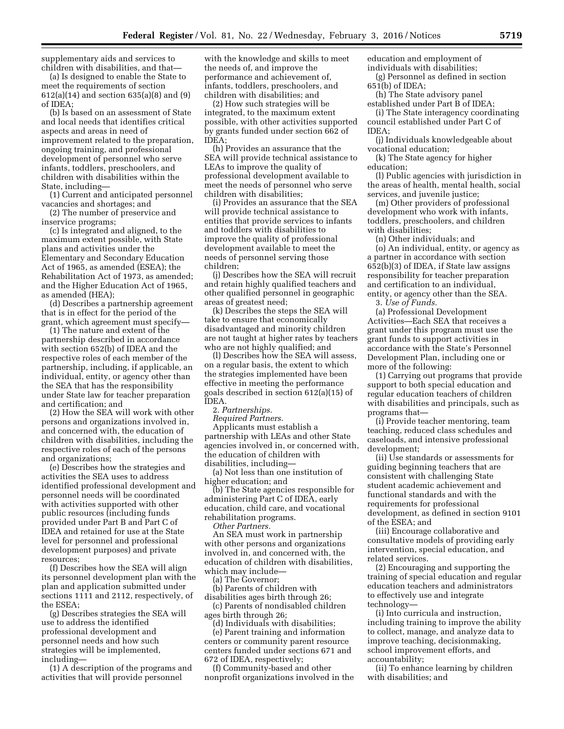supplementary aids and services to children with disabilities, and that—

(a) Is designed to enable the State to meet the requirements of section 612(a)(14) and section 635(a)(8) and (9) of IDEA;

(b) Is based on an assessment of State and local needs that identifies critical aspects and areas in need of improvement related to the preparation, ongoing training, and professional development of personnel who serve infants, toddlers, preschoolers, and children with disabilities within the State, including—

(1) Current and anticipated personnel vacancies and shortages; and

(2) The number of preservice and inservice programs;

(c) Is integrated and aligned, to the maximum extent possible, with State plans and activities under the Elementary and Secondary Education Act of 1965, as amended (ESEA); the Rehabilitation Act of 1973, as amended; and the Higher Education Act of 1965, as amended (HEA);

(d) Describes a partnership agreement that is in effect for the period of the grant, which agreement must specify—

(1) The nature and extent of the partnership described in accordance with section 652(b) of IDEA and the respective roles of each member of the partnership, including, if applicable, an individual, entity, or agency other than the SEA that has the responsibility under State law for teacher preparation and certification; and

(2) How the SEA will work with other persons and organizations involved in, and concerned with, the education of children with disabilities, including the respective roles of each of the persons and organizations;

(e) Describes how the strategies and activities the SEA uses to address identified professional development and personnel needs will be coordinated with activities supported with other public resources (including funds provided under Part B and Part C of IDEA and retained for use at the State level for personnel and professional development purposes) and private resources;

(f) Describes how the SEA will align its personnel development plan with the plan and application submitted under sections 1111 and 2112, respectively, of the ESEA;

(g) Describes strategies the SEA will use to address the identified professional development and personnel needs and how such strategies will be implemented, including—

(1) A description of the programs and activities that will provide personnel with the knowledge and skills to meet the needs of, and improve the performance and achievement of, infants, toddlers, preschoolers, and children with disabilities; and

(2) How such strategies will be integrated, to the maximum extent possible, with other activities supported by grants funded under section 662 of IDEA;

(h) Provides an assurance that the SEA will provide technical assistance to LEAs to improve the quality of professional development available to meet the needs of personnel who serve children with disabilities;

(i) Provides an assurance that the SEA will provide technical assistance to entities that provide services to infants and toddlers with disabilities to improve the quality of professional development available to meet the needs of personnel serving those children;

(j) Describes how the SEA will recruit and retain highly qualified teachers and other qualified personnel in geographic areas of greatest need;

(k) Describes the steps the SEA will take to ensure that economically disadvantaged and minority children are not taught at higher rates by teachers who are not highly qualified; and

(l) Describes how the SEA will assess, on a regular basis, the extent to which the strategies implemented have been effective in meeting the performance goals described in section 612(a)(15) of IDEA.

2. *Partnerships.*

*Required Partners.*

Applicants must establish a partnership with LEAs and other State agencies involved in, or concerned with, the education of children with disabilities, including—

(a) Not less than one institution of higher education; and

(b) The State agencies responsible for administering Part C of IDEA, early education, child care, and vocational rehabilitation programs.

*Other Partners.*

An SEA must work in partnership with other persons and organizations involved in, and concerned with, the education of children with disabilities, which may include—

(a) The Governor;

(b) Parents of children with disabilities ages birth through 26;

(c) Parents of nondisabled children ages birth through 26;

(d) Individuals with disabilities;

(e) Parent training and information centers or community parent resource centers funded under sections 671 and 672 of IDEA, respectively;

(f) Community-based and other nonprofit organizations involved in the education and employment of individuals with disabilities;

(g) Personnel as defined in section 651(b) of IDEA;

(h) The State advisory panel established under Part B of IDEA;

(i) The State interagency coordinating council established under Part C of IDEA;

(j) Individuals knowledgeable about vocational education;

(k) The State agency for higher education;

(l) Public agencies with jurisdiction in the areas of health, mental health, social services, and juvenile justice;

(m) Other providers of professional development who work with infants, toddlers, preschoolers, and children with disabilities;

(n) Other individuals; and

(o) An individual, entity, or agency as a partner in accordance with section 652(b)(3) of IDEA, if State law assigns responsibility for teacher preparation and certification to an individual, entity, or agency other than the SEA.

3. *Use of Funds.*

(a) Professional Development Activities—Each SEA that receives a grant under this program must use the grant funds to support activities in accordance with the State's Personnel Development Plan, including one or more of the following:

(1) Carrying out programs that provide support to both special education and regular education teachers of children with disabilities and principals, such as programs that—

(i) Provide teacher mentoring, team teaching, reduced class schedules and caseloads, and intensive professional development;

(ii) Use standards or assessments for guiding beginning teachers that are consistent with challenging State student academic achievement and functional standards and with the requirements for professional development, as defined in section 9101 of the ESEA; and

(iii) Encourage collaborative and consultative models of providing early intervention, special education, and related services.

(2) Encouraging and supporting the training of special education and regular education teachers and administrators to effectively use and integrate technology—

(i) Into curricula and instruction, including training to improve the ability to collect, manage, and analyze data to improve teaching, decisionmaking, school improvement efforts, and accountability;

(ii) To enhance learning by children with disabilities; and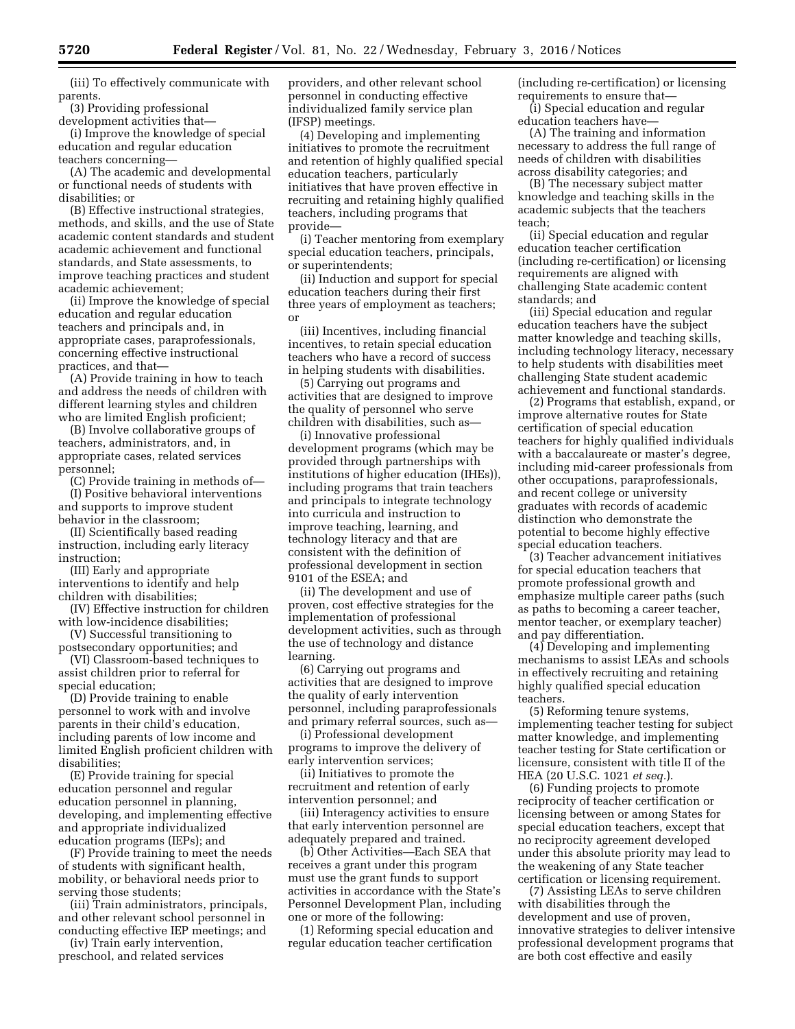(iii) To effectively communicate with parents.

(3) Providing professional development activities that—

(i) Improve the knowledge of special education and regular education teachers concerning—

(A) The academic and developmental or functional needs of students with disabilities; or

(B) Effective instructional strategies, methods, and skills, and the use of State academic content standards and student academic achievement and functional standards, and State assessments, to improve teaching practices and student academic achievement;

(ii) Improve the knowledge of special education and regular education teachers and principals and, in appropriate cases, paraprofessionals, concerning effective instructional practices, and that—

(A) Provide training in how to teach and address the needs of children with different learning styles and children who are limited English proficient;

(B) Involve collaborative groups of teachers, administrators, and, in appropriate cases, related services personnel;

(C) Provide training in methods of—

(I) Positive behavioral interventions and supports to improve student behavior in the classroom;

(II) Scientifically based reading instruction, including early literacy instruction;

(III) Early and appropriate interventions to identify and help children with disabilities;

(IV) Effective instruction for children with low-incidence disabilities;

(V) Successful transitioning to postsecondary opportunities; and

(VI) Classroom-based techniques to assist children prior to referral for special education;

(D) Provide training to enable personnel to work with and involve parents in their child's education, including parents of low income and limited English proficient children with disabilities;

(E) Provide training for special education personnel and regular education personnel in planning, developing, and implementing effective and appropriate individualized education programs (IEPs); and

(F) Provide training to meet the needs of students with significant health, mobility, or behavioral needs prior to serving those students;

(iii) Train administrators, principals, and other relevant school personnel in conducting effective IEP meetings; and

(iv) Train early intervention, preschool, and related services providers, and other relevant school personnel in conducting effective individualized family service plan (IFSP) meetings.

(4) Developing and implementing initiatives to promote the recruitment and retention of highly qualified special education teachers, particularly initiatives that have proven effective in recruiting and retaining highly qualified teachers, including programs that provide—

(i) Teacher mentoring from exemplary special education teachers, principals, or superintendents;

(ii) Induction and support for special education teachers during their first three years of employment as teachers; or

(iii) Incentives, including financial incentives, to retain special education teachers who have a record of success in helping students with disabilities.

(5) Carrying out programs and activities that are designed to improve the quality of personnel who serve children with disabilities, such as—

(i) Innovative professional development programs (which may be provided through partnerships with institutions of higher education (IHEs)), including programs that train teachers and principals to integrate technology into curricula and instruction to improve teaching, learning, and technology literacy and that are consistent with the definition of professional development in section 9101 of the ESEA; and

(ii) The development and use of proven, cost effective strategies for the implementation of professional development activities, such as through the use of technology and distance learning.

(6) Carrying out programs and activities that are designed to improve the quality of early intervention personnel, including paraprofessionals and primary referral sources, such as—

(i) Professional development programs to improve the delivery of early intervention services;

(ii) Initiatives to promote the recruitment and retention of early intervention personnel; and

(iii) Interagency activities to ensure that early intervention personnel are adequately prepared and trained.

(b) Other Activities—Each SEA that receives a grant under this program must use the grant funds to support activities in accordance with the State's Personnel Development Plan, including one or more of the following:

(1) Reforming special education and regular education teacher certification (including re-certification) or licensing requirements to ensure that—

(i) Special education and regular education teachers have—

(A) The training and information necessary to address the full range of needs of children with disabilities across disability categories; and

(B) The necessary subject matter knowledge and teaching skills in the academic subjects that the teachers teach;

(ii) Special education and regular education teacher certification (including re-certification) or licensing requirements are aligned with challenging State academic content standards; and

(iii) Special education and regular education teachers have the subject matter knowledge and teaching skills, including technology literacy, necessary to help students with disabilities meet challenging State student academic achievement and functional standards.

(2) Programs that establish, expand, or improve alternative routes for State certification of special education teachers for highly qualified individuals with a baccalaureate or master's degree, including mid-career professionals from other occupations, paraprofessionals, and recent college or university graduates with records of academic distinction who demonstrate the potential to become highly effective special education teachers.

(3) Teacher advancement initiatives for special education teachers that promote professional growth and emphasize multiple career paths (such as paths to becoming a career teacher, mentor teacher, or exemplary teacher) and pay differentiation.

(4) Developing and implementing mechanisms to assist LEAs and schools in effectively recruiting and retaining highly qualified special education teachers.

(5) Reforming tenure systems, implementing teacher testing for subject matter knowledge, and implementing teacher testing for State certification or licensure, consistent with title II of the HEA (20 U.S.C. 1021 *et seq.*).

(6) Funding projects to promote reciprocity of teacher certification or licensing between or among States for special education teachers, except that no reciprocity agreement developed under this absolute priority may lead to the weakening of any State teacher certification or licensing requirement.

(7) Assisting LEAs to serve children with disabilities through the development and use of proven, innovative strategies to deliver intensive professional development programs that are both cost effective and easily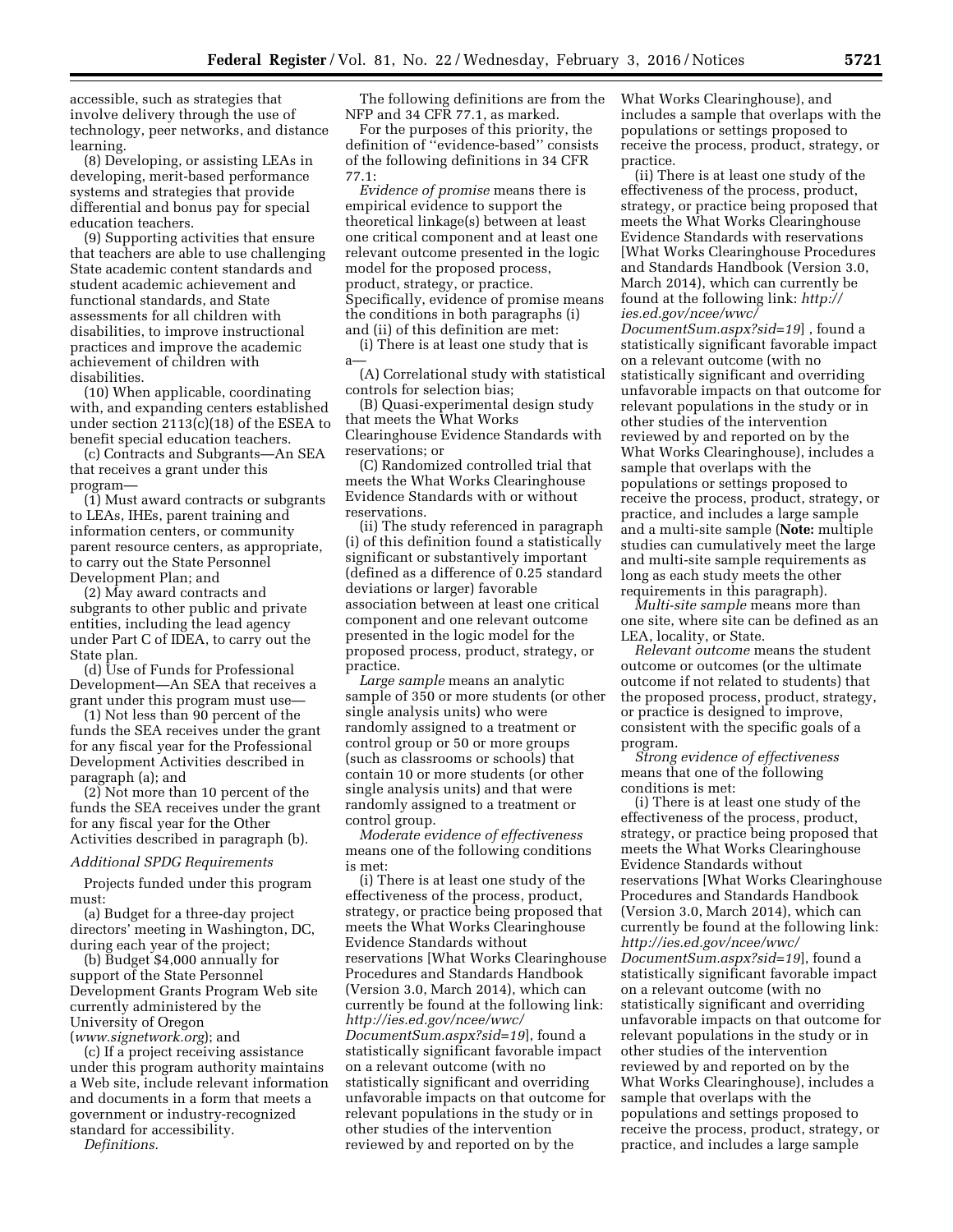accessible, such as strategies that involve delivery through the use of technology, peer networks, and distance learning.

(8) Developing, or assisting LEAs in developing, merit-based performance systems and strategies that provide differential and bonus pay for special education teachers.

(9) Supporting activities that ensure that teachers are able to use challenging State academic content standards and student academic achievement and functional standards, and State assessments for all children with disabilities, to improve instructional practices and improve the academic achievement of children with disabilities.

(10) When applicable, coordinating with, and expanding centers established under section 2113(c)(18) of the ESEA to benefit special education teachers.

(c) Contracts and Subgrants—An SEA that receives a grant under this program—

(1) Must award contracts or subgrants to LEAs, IHEs, parent training and information centers, or community parent resource centers, as appropriate, to carry out the State Personnel Development Plan; and

(2) May award contracts and subgrants to other public and private entities, including the lead agency under Part C of IDEA, to carry out the State plan.

(d) Use of Funds for Professional Development—An SEA that receives a grant under this program must use—

(1) Not less than 90 percent of the funds the SEA receives under the grant for any fiscal year for the Professional Development Activities described in paragraph (a); and

(2) Not more than 10 percent of the funds the SEA receives under the grant for any fiscal year for the Other Activities described in paragraph (b).

*Additional SPDG Requirements*

Projects funded under this program must:

(a) Budget for a three-day project directors' meeting in Washington, DC, during each year of the project;

(b) Budget $4,000 annually for support of the State Personnel Development Grants Program Web site currently administered by the University of Oregon (*www.signetwork.org*); and

(c) If a project receiving assistance under this program authority maintains a Web site, include relevant information and documents in a form that meets a government or industry-recognized standard for accessibility.

*Definitions.*

The following definitions are from the NFP and 34 CFR 77.1, as marked.

For the purposes of this priority, the definition of "evidence-based" consists of the following definitions in 34 CFR 77.1:

*Evidence of promise* means there is empirical evidence to support the theoretical linkage(s) between at least one critical component and at least one relevant outcome presented in the logic model for the proposed process, product, strategy, or practice. Specifically, evidence of promise means the conditions in both paragraphs (i) and (ii) of this definition are met:

(i) There is at least one study that is a—

(A) Correlational study with statistical controls for selection bias;

(B) Quasi-experimental design study that meets the What Works Clearinghouse Evidence Standards with reservations; or

(C) Randomized controlled trial that meets the What Works Clearinghouse Evidence Standards with or without reservations.

(ii) The study referenced in paragraph (i) of this definition found a statistically significant or substantively important (defined as a difference of 0.25 standard deviations or larger) favorable association between at least one critical component and one relevant outcome presented in the logic model for the proposed process, product, strategy, or practice.

*Large sample* means an analytic sample of 350 or more students (or other single analysis units) who were randomly assigned to a treatment or control group or 50 or more groups (such as classrooms or schools) that contain 10 or more students (or other single analysis units) and that were randomly assigned to a treatment or control group.

*Moderate evidence of effectiveness* means one of the following conditions is met:

(i) There is at least one study of the effectiveness of the process, product, strategy, or practice being proposed that meets the What Works Clearinghouse Evidence Standards without reservations [What Works Clearinghouse Procedures and Standards Handbook (Version 3.0, March 2014), which can currently be found at the following link: *http://ies.ed.gov/ncee/wwc/DocumentSum.aspx?sid=19*], found a statistically significant favorable impact on a relevant outcome (with no statistically significant and overriding unfavorable impacts on that outcome for relevant populations in the study or in other studies of the intervention reviewed by and reported on by the What Works Clearinghouse), and includes a sample that overlaps with the populations or settings proposed to receive the process, product, strategy, or practice.

(ii) There is at least one study of the effectiveness of the process, product, strategy, or practice being proposed that meets the What Works Clearinghouse Evidence Standards with reservations [What Works Clearinghouse Procedures and Standards Handbook (Version 3.0, March 2014), which can currently be found at the following link: *http://ies.ed.gov/ncee/wwc/DocumentSum.aspx?sid=19*] , found a statistically significant favorable impact on a relevant outcome (with no statistically significant and overriding unfavorable impacts on that outcome for relevant populations in the study or in other studies of the intervention reviewed by and reported on by the What Works Clearinghouse), includes a sample that overlaps with the populations or settings proposed to receive the process, product, strategy, or practice, and includes a large sample and a multi-site sample (**Note:** multiple studies can cumulatively meet the large and multi-site sample requirements as long as each study meets the other requirements in this paragraph).

*Multi-site sample* means more than one site, where site can be defined as an LEA, locality, or State.

*Relevant outcome* means the student outcome or outcomes (or the ultimate outcome if not related to students) that the proposed process, product, strategy, or practice is designed to improve, consistent with the specific goals of a program.

*Strong evidence of effectiveness* means that one of the following conditions is met:

(i) There is at least one study of the effectiveness of the process, product, strategy, or practice being proposed that meets the What Works Clearinghouse Evidence Standards without reservations [What Works Clearinghouse Procedures and Standards Handbook (Version 3.0, March 2014), which can currently be found at the following link: *http://ies.ed.gov/ncee/wwc/DocumentSum.aspx?sid=19*], found a statistically significant favorable impact on a relevant outcome (with no statistically significant and overriding unfavorable impacts on that outcome for relevant populations in the study or in other studies of the intervention reviewed by and reported on by the What Works Clearinghouse), includes a sample that overlaps with the populations and settings proposed to receive the process, product, strategy, or practice, and includes a large sample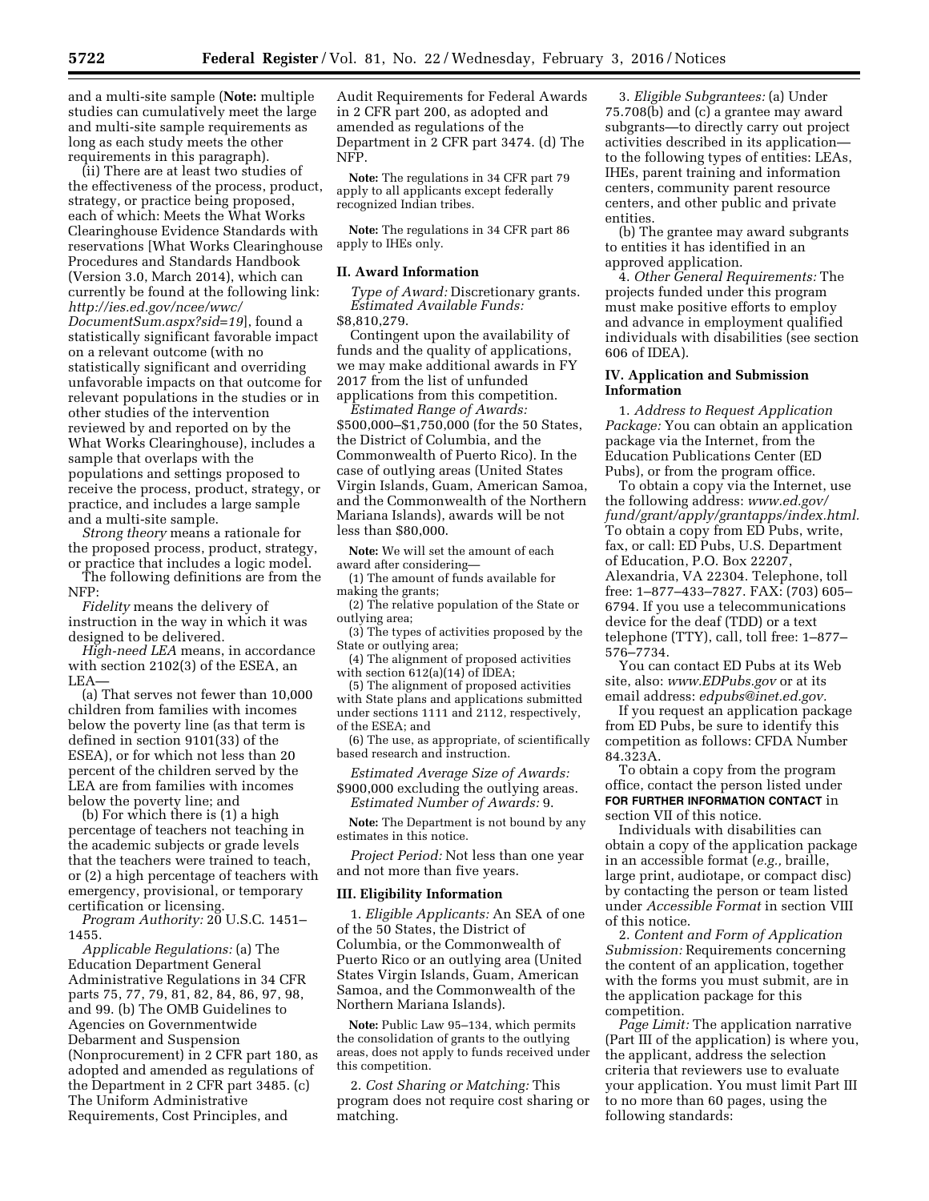and a multi-site sample (**Note:** multiple studies can cumulatively meet the large and multi-site sample requirements as long as each study meets the other requirements in this paragraph).

(ii) There are at least two studies of the effectiveness of the process, product, strategy, or practice being proposed, each of which: Meets the What Works Clearinghouse Evidence Standards with reservations [What Works Clearinghouse Procedures and Standards Handbook (Version 3.0, March 2014), which can currently be found at the following link: *http://ies.ed.gov/ncee/wwc/DocumentSum.aspx?sid=19*], found a statistically significant favorable impact on a relevant outcome (with no statistically significant and overriding unfavorable impacts on that outcome for relevant populations in the studies or in other studies of the intervention reviewed by and reported on by the What Works Clearinghouse), includes a sample that overlaps with the populations and settings proposed to receive the process, product, strategy, or practice, and includes a large sample and a multi-site sample.

*Strong theory* means a rationale for the proposed process, product, strategy, or practice that includes a logic model.

The following definitions are from the NFP:

*Fidelity* means the delivery of instruction in the way in which it was designed to be delivered.

*High-need LEA* means, in accordance with section 2102(3) of the ESEA, an LEA—

(a) That serves not fewer than 10,000 children from families with incomes below the poverty line (as that term is defined in section 9101(33) of the ESEA), or for which not less than 20 percent of the children served by the LEA are from families with incomes below the poverty line; and

(b) For which there is (1) a high percentage of teachers not teaching in the academic subjects or grade levels that the teachers were trained to teach, or (2) a high percentage of teachers with emergency, provisional, or temporary certification or licensing.

*Program Authority:* 20 U.S.C. 1451–1455.

*Applicable Regulations:* (a) The Education Department General Administrative Regulations in 34 CFR parts 75, 77, 79, 81, 82, 84, 86, 97, 98, and 99. (b) The OMB Guidelines to Agencies on Governmentwide Debarment and Suspension (Nonprocurement) in 2 CFR part 180, as adopted and amended as regulations of the Department in 2 CFR part 3485. (c) The Uniform Administrative Requirements, Cost Principles, and Audit Requirements for Federal Awards in 2 CFR part 200, as adopted and amended as regulations of the Department in 2 CFR part 3474. (d) The NFP.

**Note:** The regulations in 34 CFR part 79 apply to all applicants except federally recognized Indian tribes.

**Note:** The regulations in 34 CFR part 86 apply to IHEs only.

## II. Award Information

*Type of Award:* Discretionary grants.

*Estimated Available Funds:* $8,810,279.

Contingent upon the availability of funds and the quality of applications, we may make additional awards in FY 2017 from the list of unfunded applications from this competition.

*Estimated Range of Awards:* $500,000–$1,750,000 (for the 50 States, the District of Columbia, and the Commonwealth of Puerto Rico). In the case of outlying areas (United States Virgin Islands, Guam, American Samoa, and the Commonwealth of the Northern Mariana Islands), awards will be not less than $80,000.

**Note:** We will set the amount of each award after considering—

(1) The amount of funds available for making the grants;

(2) The relative population of the State or outlying area;

(3) The types of activities proposed by the State or outlying area;

(4) The alignment of proposed activities with section 612(a)(14) of IDEA;

(5) The alignment of proposed activities with State plans and applications submitted under sections 1111 and 2112, respectively, of the ESEA; and

(6) The use, as appropriate, of scientifically based research and instruction.

*Estimated Average Size of Awards:* $900,000 excluding the outlying areas.

*Estimated Number of Awards:* 9.

**Note:** The Department is not bound by any estimates in this notice.

*Project Period:* Not less than one year and not more than five years.

## III. Eligibility Information

1. *Eligible Applicants:* An SEA of one of the 50 States, the District of Columbia, or the Commonwealth of Puerto Rico or an outlying area (United States Virgin Islands, Guam, American Samoa, and the Commonwealth of the Northern Mariana Islands).

**Note:** Public Law 95–134, which permits the consolidation of grants to the outlying areas, does not apply to funds received under this competition.

2. *Cost Sharing or Matching:* This program does not require cost sharing or matching.

3. *Eligible Subgrantees:* (a) Under 75.708(b) and (c) a grantee may award subgrants—to directly carry out project activities described in its application—to the following types of entities: LEAs, IHEs, parent training and information centers, community parent resource centers, and other public and private entities.

(b) The grantee may award subgrants to entities it has identified in an approved application.

4. *Other General Requirements:* The projects funded under this program must make positive efforts to employ and advance in employment qualified individuals with disabilities (see section 606 of IDEA).

## IV. Application and Submission Information

1. *Address to Request Application Package:* You can obtain an application package via the Internet, from the Education Publications Center (ED Pubs), or from the program office.

To obtain a copy via the Internet, use the following address: *www.ed.gov/fund/grant/apply/grantapps/index.html.* To obtain a copy from ED Pubs, write, fax, or call: ED Pubs, U.S. Department of Education, P.O. Box 22207, Alexandria, VA 22304. Telephone, toll free: 1–877–433–7827. FAX: (703) 605–6794. If you use a telecommunications device for the deaf (TDD) or a text telephone (TTY), call, toll free: 1–877–576–7734.

You can contact ED Pubs at its Web site, also: *www.EDPubs.gov* or at its email address: *edpubs@inet.ed.gov.*

If you request an application package from ED Pubs, be sure to identify this competition as follows: CFDA Number 84.323A.

To obtain a copy from the program office, contact the person listed under **FOR FURTHER INFORMATION CONTACT** in section VII of this notice.

Individuals with disabilities can obtain a copy of the application package in an accessible format (*e.g.,* braille, large print, audiotape, or compact disc) by contacting the person or team listed under *Accessible Format* in section VIII of this notice.

2. *Content and Form of Application Submission:* Requirements concerning the content of an application, together with the forms you must submit, are in the application package for this competition.

*Page Limit:* The application narrative (Part III of the application) is where you, the applicant, address the selection criteria that reviewers use to evaluate your application. You must limit Part III to no more than 60 pages, using the following standards: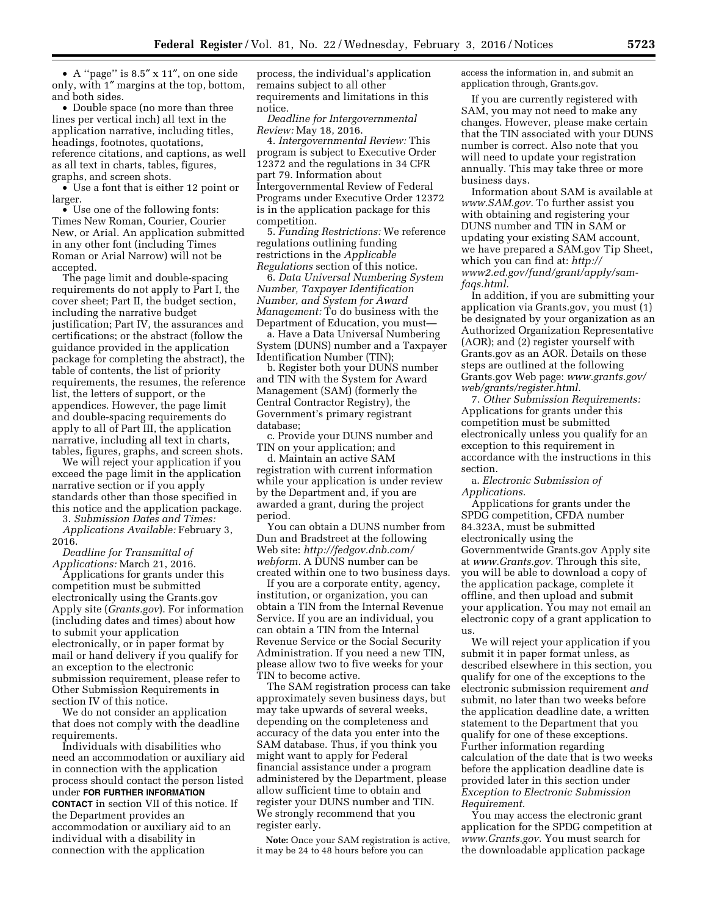- A ''page'' is 8.5″ x 11″, on one side only, with 1″ margins at the top, bottom, and both sides.
- Double space (no more than three lines per vertical inch) all text in the application narrative, including titles, headings, footnotes, quotations, reference citations, and captions, as well as all text in charts, tables, figures, graphs, and screen shots.
- Use a font that is either 12 point or larger.
- Use one of the following fonts: Times New Roman, Courier, Courier New, or Arial. An application submitted in any other font (including Times Roman or Arial Narrow) will not be accepted.

The page limit and double-spacing requirements do not apply to Part I, the cover sheet; Part II, the budget section, including the narrative budget justification; Part IV, the assurances and certifications; or the abstract (follow the guidance provided in the application package for completing the abstract), the table of contents, the list of priority requirements, the resumes, the reference list, the letters of support, or the appendices. However, the page limit and double-spacing requirements do apply to all of Part III, the application narrative, including all text in charts, tables, figures, graphs, and screen shots.

We will reject your application if you exceed the page limit in the application narrative section or if you apply standards other than those specified in this notice and the application package.

3. *Submission Dates and Times:*

*Applications Available:* February 3, 2016.

*Deadline for Transmittal of Applications:* March 21, 2016.

Applications for grants under this competition must be submitted electronically using the Grants.gov Apply site (*Grants.gov*). For information (including dates and times) about how to submit your application electronically, or in paper format by mail or hand delivery if you qualify for an exception to the electronic submission requirement, please refer to Other Submission Requirements in section IV of this notice.

We do not consider an application that does not comply with the deadline requirements.

Individuals with disabilities who need an accommodation or auxiliary aid in connection with the application process should contact the person listed under **FOR FURTHER INFORMATION CONTACT** in section VII of this notice. If the Department provides an accommodation or auxiliary aid to an individual with a disability in connection with the application process, the individual's application remains subject to all other requirements and limitations in this notice.

*Deadline for Intergovernmental Review:* May 18, 2016.

4. *Intergovernmental Review:* This program is subject to Executive Order 12372 and the regulations in 34 CFR part 79. Information about Intergovernmental Review of Federal Programs under Executive Order 12372 is in the application package for this competition.

5. *Funding Restrictions:* We reference regulations outlining funding restrictions in the *Applicable Regulations* section of this notice.

6. *Data Universal Numbering System Number, Taxpayer Identification Number, and System for Award Management:* To do business with the Department of Education, you must—

a. Have a Data Universal Numbering System (DUNS) number and a Taxpayer Identification Number (TIN);

b. Register both your DUNS number and TIN with the System for Award Management (SAM) (formerly the Central Contractor Registry), the Government's primary registrant database;

c. Provide your DUNS number and TIN on your application; and

d. Maintain an active SAM registration with current information while your application is under review by the Department and, if you are awarded a grant, during the project period.

You can obtain a DUNS number from Dun and Bradstreet at the following Web site: *http://fedgov.dnb.com/webform.* A DUNS number can be created within one to two business days.

If you are a corporate entity, agency, institution, or organization, you can obtain a TIN from the Internal Revenue Service. If you are an individual, you can obtain a TIN from the Internal Revenue Service or the Social Security Administration. If you need a new TIN, please allow two to five weeks for your TIN to become active.

The SAM registration process can take approximately seven business days, but may take upwards of several weeks, depending on the completeness and accuracy of the data you enter into the SAM database. Thus, if you think you might want to apply for Federal financial assistance under a program administered by the Department, please allow sufficient time to obtain and register your DUNS number and TIN. We strongly recommend that you register early.

**Note:** Once your SAM registration is active, it may be 24 to 48 hours before you can access the information in, and submit an application through, Grants.gov.

If you are currently registered with SAM, you may not need to make any changes. However, please make certain that the TIN associated with your DUNS number is correct. Also note that you will need to update your registration annually. This may take three or more business days.

Information about SAM is available at *www.SAM.gov.* To further assist you with obtaining and registering your DUNS number and TIN in SAM or updating your existing SAM account, we have prepared a SAM.gov Tip Sheet, which you can find at: *http://www2.ed.gov/fund/grant/apply/sam-faqs.html.*

In addition, if you are submitting your application via Grants.gov, you must (1) be designated by your organization as an Authorized Organization Representative (AOR); and (2) register yourself with Grants.gov as an AOR. Details on these steps are outlined at the following Grants.gov Web page: *www.grants.gov/web/grants/register.html.*

7. *Other Submission Requirements:* Applications for grants under this competition must be submitted electronically unless you qualify for an exception to this requirement in accordance with the instructions in this section.

a. *Electronic Submission of Applications.*

Applications for grants under the SPDG competition, CFDA number 84.323A, must be submitted electronically using the Governmentwide Grants.gov Apply site at *www.Grants.gov.* Through this site, you will be able to download a copy of the application package, complete it offline, and then upload and submit your application. You may not email an electronic copy of a grant application to us.

We will reject your application if you submit it in paper format unless, as described elsewhere in this section, you qualify for one of the exceptions to the electronic submission requirement *and* submit, no later than two weeks before the application deadline date, a written statement to the Department that you qualify for one of these exceptions. Further information regarding calculation of the date that is two weeks before the application deadline date is provided later in this section under *Exception to Electronic Submission Requirement.*

You may access the electronic grant application for the SPDG competition at *www.Grants.gov.* You must search for the downloadable application package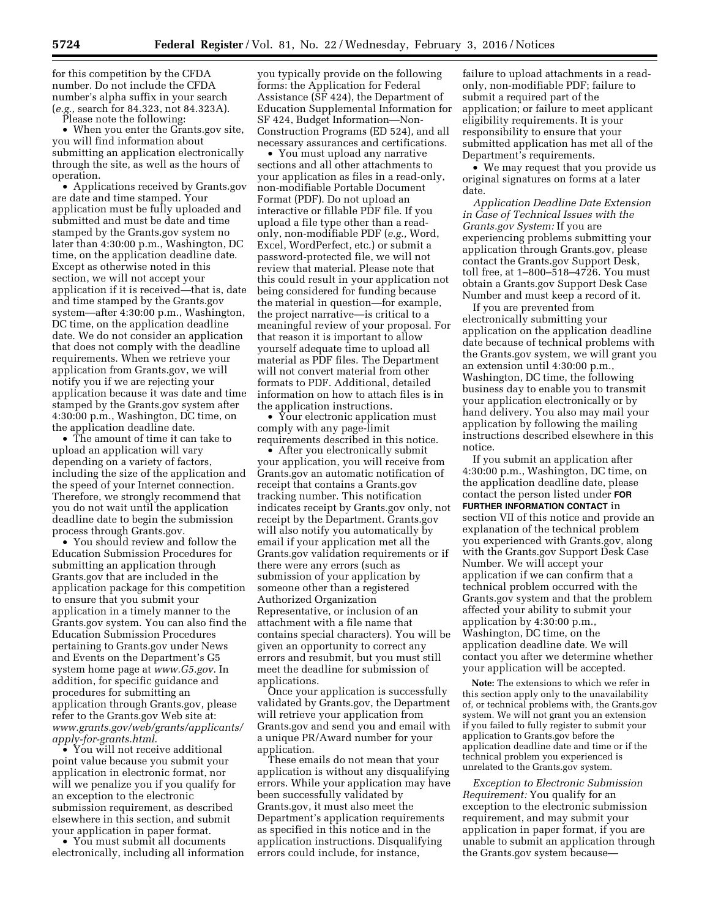for this competition by the CFDA number. Do not include the CFDA number's alpha suffix in your search (*e.g.,* search for 84.323, not 84.323A).

Please note the following:

• When you enter the Grants.gov site, you will find information about submitting an application electronically through the site, as well as the hours of operation.

• Applications received by Grants.gov are date and time stamped. Your application must be fully uploaded and submitted and must be date and time stamped by the Grants.gov system no later than 4:30:00 p.m., Washington, DC time, on the application deadline date. Except as otherwise noted in this section, we will not accept your application if it is received—that is, date and time stamped by the Grants.gov system—after 4:30:00 p.m., Washington, DC time, on the application deadline date. We do not consider an application that does not comply with the deadline requirements. When we retrieve your application from Grants.gov, we will notify you if we are rejecting your application because it was date and time stamped by the Grants.gov system after 4:30:00 p.m., Washington, DC time, on the application deadline date.

• The amount of time it can take to upload an application will vary depending on a variety of factors, including the size of the application and the speed of your Internet connection. Therefore, we strongly recommend that you do not wait until the application deadline date to begin the submission process through Grants.gov.

• You should review and follow the Education Submission Procedures for submitting an application through Grants.gov that are included in the application package for this competition to ensure that you submit your application in a timely manner to the Grants.gov system. You can also find the Education Submission Procedures pertaining to Grants.gov under News and Events on the Department's G5 system home page at *www.G5.gov*. In addition, for specific guidance and procedures for submitting an application through Grants.gov, please refer to the Grants.gov Web site at: *www.grants.gov/web/grants/applicants/apply-for-grants.html*.

• You will not receive additional point value because you submit your application in electronic format, nor will we penalize you if you qualify for an exception to the electronic submission requirement, as described elsewhere in this section, and submit your application in paper format.

• You must submit all documents electronically, including all information you typically provide on the following forms: the Application for Federal Assistance (SF 424), the Department of Education Supplemental Information for SF 424, Budget Information—Non-Construction Programs (ED 524), and all necessary assurances and certifications.

• You must upload any narrative sections and all other attachments to your application as files in a read-only, non-modifiable Portable Document Format (PDF). Do not upload an interactive or fillable PDF file. If you upload a file type other than a read-only, non-modifiable PDF (*e.g.,* Word, Excel, WordPerfect, etc.) or submit a password-protected file, we will not review that material. Please note that this could result in your application not being considered for funding because the material in question—for example, the project narrative—is critical to a meaningful review of your proposal. For that reason it is important to allow yourself adequate time to upload all material as PDF files. The Department will not convert material from other formats to PDF. Additional, detailed information on how to attach files is in the application instructions.

• Your electronic application must comply with any page-limit requirements described in this notice.

• After you electronically submit your application, you will receive from Grants.gov an automatic notification of receipt that contains a Grants.gov tracking number. This notification indicates receipt by Grants.gov only, not receipt by the Department. Grants.gov will also notify you automatically by email if your application met all the Grants.gov validation requirements or if there were any errors (such as submission of your application by someone other than a registered Authorized Organization Representative, or inclusion of an attachment with a file name that contains special characters). You will be given an opportunity to correct any errors and resubmit, but you must still meet the deadline for submission of applications.

Once your application is successfully validated by Grants.gov, the Department will retrieve your application from Grants.gov and send you and email with a unique PR/Award number for your application.

These emails do not mean that your application is without any disqualifying errors. While your application may have been successfully validated by Grants.gov, it must also meet the Department's application requirements as specified in this notice and in the application instructions. Disqualifying errors could include, for instance, failure to upload attachments in a read-only, non-modifiable PDF; failure to submit a required part of the application; or failure to meet applicant eligibility requirements. It is your responsibility to ensure that your submitted application has met all of the Department's requirements.

• We may request that you provide us original signatures on forms at a later date.

*Application Deadline Date Extension in Case of Technical Issues with the Grants.gov System:* If you are experiencing problems submitting your application through Grants.gov, please contact the Grants.gov Support Desk, toll free, at 1–800–518–4726. You must obtain a Grants.gov Support Desk Case Number and must keep a record of it.

If you are prevented from electronically submitting your application on the application deadline date because of technical problems with the Grants.gov system, we will grant you an extension until 4:30:00 p.m., Washington, DC time, the following business day to enable you to transmit your application electronically or by hand delivery. You also may mail your application by following the mailing instructions described elsewhere in this notice.

If you submit an application after 4:30:00 p.m., Washington, DC time, on the application deadline date, please contact the person listed under **FOR FURTHER INFORMATION CONTACT** in section VII of this notice and provide an explanation of the technical problem you experienced with Grants.gov, along with the Grants.gov Support Desk Case Number. We will accept your application if we can confirm that a technical problem occurred with the Grants.gov system and that the problem affected your ability to submit your application by 4:30:00 p.m., Washington, DC time, on the application deadline date. We will contact you after we determine whether your application will be accepted.

**Note:** The extensions to which we refer in this section apply only to the unavailability of, or technical problems with, the Grants.gov system. We will not grant you an extension if you failed to fully register to submit your application to Grants.gov before the application deadline date and time or if the technical problem you experienced is unrelated to the Grants.gov system.

*Exception to Electronic Submission Requirement:* You qualify for an exception to the electronic submission requirement, and may submit your application in paper format, if you are unable to submit an application through the Grants.gov system because—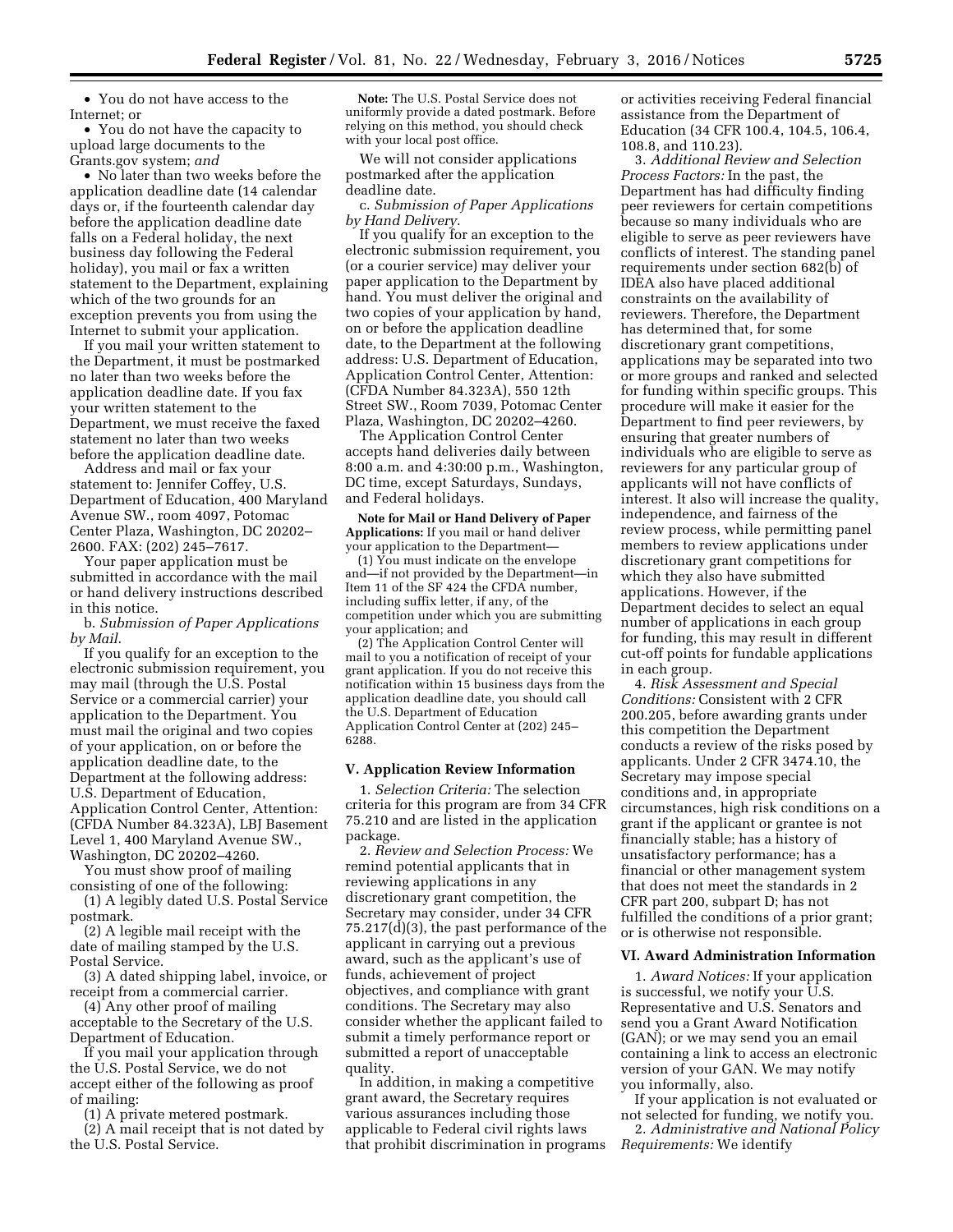- You do not have access to the Internet; or
- You do not have the capacity to upload large documents to the Grants.gov system; *and*
- No later than two weeks before the application deadline date (14 calendar days or, if the fourteenth calendar day before the application deadline date falls on a Federal holiday, the next business day following the Federal holiday), you mail or fax a written statement to the Department, explaining which of the two grounds for an exception prevents you from using the Internet to submit your application.

If you mail your written statement to the Department, it must be postmarked no later than two weeks before the application deadline date. If you fax your written statement to the Department, we must receive the faxed statement no later than two weeks before the application deadline date.

Address and mail or fax your statement to: Jennifer Coffey, U.S. Department of Education, 400 Maryland Avenue SW., room 4097, Potomac Center Plaza, Washington, DC 20202–2600. FAX: (202) 245–7617.

Your paper application must be submitted in accordance with the mail or hand delivery instructions described in this notice.

b. *Submission of Paper Applications by Mail.*

If you qualify for an exception to the electronic submission requirement, you may mail (through the U.S. Postal Service or a commercial carrier) your application to the Department. You must mail the original and two copies of your application, on or before the application deadline date, to the Department at the following address: U.S. Department of Education, Application Control Center, Attention: (CFDA Number 84.323A), LBJ Basement Level 1, 400 Maryland Avenue SW., Washington, DC 20202–4260.

You must show proof of mailing consisting of one of the following:

(1) A legibly dated U.S. Postal Service postmark.

(2) A legible mail receipt with the date of mailing stamped by the U.S. Postal Service.

(3) A dated shipping label, invoice, or receipt from a commercial carrier.

(4) Any other proof of mailing acceptable to the Secretary of the U.S. Department of Education.

If you mail your application through the U.S. Postal Service, we do not accept either of the following as proof of mailing:

(1) A private metered postmark.

(2) A mail receipt that is not dated by the U.S. Postal Service.

**Note:** The U.S. Postal Service does not uniformly provide a dated postmark. Before relying on this method, you should check with your local post office.

We will not consider applications postmarked after the application deadline date.

c. *Submission of Paper Applications by Hand Delivery.*

If you qualify for an exception to the electronic submission requirement, you (or a courier service) may deliver your paper application to the Department by hand. You must deliver the original and two copies of your application by hand, on or before the application deadline date, to the Department at the following address: U.S. Department of Education, Application Control Center, Attention: (CFDA Number 84.323A), 550 12th Street SW., Room 7039, Potomac Center Plaza, Washington, DC 20202–4260.

The Application Control Center accepts hand deliveries daily between 8:00 a.m. and 4:30:00 p.m., Washington, DC time, except Saturdays, Sundays, and Federal holidays.

**Note for Mail or Hand Delivery of Paper Applications:** If you mail or hand deliver your application to the Department—

(1) You must indicate on the envelope and—if not provided by the Department—in Item 11 of the SF 424 the CFDA number, including suffix letter, if any, of the competition under which you are submitting your application; and

(2) The Application Control Center will mail to you a notification of receipt of your grant application. If you do not receive this notification within 15 business days from the application deadline date, you should call the U.S. Department of Education Application Control Center at (202) 245–6288.

## V. Application Review Information

1. *Selection Criteria:* The selection criteria for this program are from 34 CFR 75.210 and are listed in the application package.

2. *Review and Selection Process:* We remind potential applicants that in reviewing applications in any discretionary grant competition, the Secretary may consider, under 34 CFR 75.217(d)(3), the past performance of the applicant in carrying out a previous award, such as the applicant's use of funds, achievement of project objectives, and compliance with grant conditions. The Secretary may also consider whether the applicant failed to submit a timely performance report or submitted a report of unacceptable quality.

In addition, in making a competitive grant award, the Secretary requires various assurances including those applicable to Federal civil rights laws that prohibit discrimination in programs or activities receiving Federal financial assistance from the Department of Education (34 CFR 100.4, 104.5, 106.4, 108.8, and 110.23).

3. *Additional Review and Selection Process Factors:* In the past, the Department has had difficulty finding peer reviewers for certain competitions because so many individuals who are eligible to serve as peer reviewers have conflicts of interest. The standing panel requirements under section 682(b) of IDEA also have placed additional constraints on the availability of reviewers. Therefore, the Department has determined that, for some discretionary grant competitions, applications may be separated into two or more groups and ranked and selected for funding within specific groups. This procedure will make it easier for the Department to find peer reviewers, by ensuring that greater numbers of individuals who are eligible to serve as reviewers for any particular group of applicants will not have conflicts of interest. It also will increase the quality, independence, and fairness of the review process, while permitting panel members to review applications under discretionary grant competitions for which they also have submitted applications. However, if the Department decides to select an equal number of applications in each group for funding, this may result in different cut-off points for fundable applications in each group.

4. *Risk Assessment and Special Conditions:* Consistent with 2 CFR 200.205, before awarding grants under this competition the Department conducts a review of the risks posed by applicants. Under 2 CFR 3474.10, the Secretary may impose special conditions and, in appropriate circumstances, high risk conditions on a grant if the applicant or grantee is not financially stable; has a history of unsatisfactory performance; has a financial or other management system that does not meet the standards in 2 CFR part 200, subpart D; has not fulfilled the conditions of a prior grant; or is otherwise not responsible.

## VI. Award Administration Information

1. *Award Notices:* If your application is successful, we notify your U.S. Representative and U.S. Senators and send you a Grant Award Notification (GAN); or we may send you an email containing a link to access an electronic version of your GAN. We may notify you informally, also.

If your application is not evaluated or not selected for funding, we notify you.

2. *Administrative and National Policy Requirements:* We identify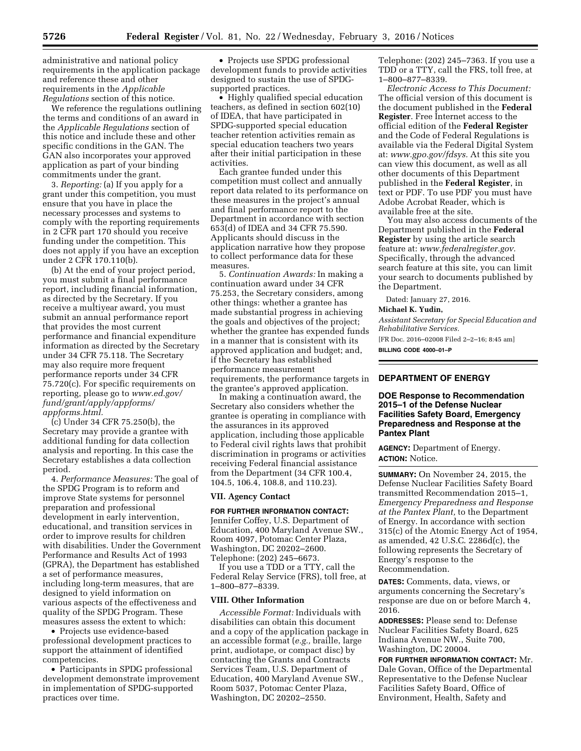administrative and national policy requirements in the application package and reference these and other requirements in the *Applicable Regulations* section of this notice.

We reference the regulations outlining the terms and conditions of an award in the *Applicable Regulations* section of this notice and include these and other specific conditions in the GAN. The GAN also incorporates your approved application as part of your binding commitments under the grant.

3. *Reporting:* (a) If you apply for a grant under this competition, you must ensure that you have in place the necessary processes and systems to comply with the reporting requirements in 2 CFR part 170 should you receive funding under the competition. This does not apply if you have an exception under 2 CFR 170.110(b).

(b) At the end of your project period, you must submit a final performance report, including financial information, as directed by the Secretary. If you receive a multiyear award, you must submit an annual performance report that provides the most current performance and financial expenditure information as directed by the Secretary under 34 CFR 75.118. The Secretary may also require more frequent performance reports under 34 CFR 75.720(c). For specific requirements on reporting, please go to *www.ed.gov/fund/grant/apply/appforms/appforms.html.*

(c) Under 34 CFR 75.250(b), the Secretary may provide a grantee with additional funding for data collection analysis and reporting. In this case the Secretary establishes a data collection period.

4. *Performance Measures:* The goal of the SPDG Program is to reform and improve State systems for personnel preparation and professional development in early intervention, educational, and transition services in order to improve results for children with disabilities. Under the Government Performance and Results Act of 1993 (GPRA), the Department has established a set of performance measures, including long-term measures, that are designed to yield information on various aspects of the effectiveness and quality of the SPDG Program. These measures assess the extent to which:

- Projects use evidence-based professional development practices to support the attainment of identified competencies.
- Participants in SPDG professional development demonstrate improvement in implementation of SPDG-supported practices over time.
- Projects use SPDG professional development funds to provide activities designed to sustain the use of SPDG-supported practices.
- Highly qualified special education teachers, as defined in section 602(10) of IDEA, that have participated in SPDG-supported special education teacher retention activities remain as special education teachers two years after their initial participation in these activities.

Each grantee funded under this competition must collect and annually report data related to its performance on these measures in the project's annual and final performance report to the Department in accordance with section 653(d) of IDEA and 34 CFR 75.590. Applicants should discuss in the application narrative how they propose to collect performance data for these measures.

5. *Continuation Awards:* In making a continuation award under 34 CFR 75.253, the Secretary considers, among other things: whether a grantee has made substantial progress in achieving the goals and objectives of the project; whether the grantee has expended funds in a manner that is consistent with its approved application and budget; and, if the Secretary has established performance measurement requirements, the performance targets in the grantee's approved application.

In making a continuation award, the Secretary also considers whether the grantee is operating in compliance with the assurances in its approved application, including those applicable to Federal civil rights laws that prohibit discrimination in programs or activities receiving Federal financial assistance from the Department (34 CFR 100.4, 104.5, 106.4, 108.8, and 110.23).

## VII. Agency Contact

**FOR FURTHER INFORMATION CONTACT:** Jennifer Coffey, U.S. Department of Education, 400 Maryland Avenue SW., Room 4097, Potomac Center Plaza, Washington, DC 20202–2600. Telephone: (202) 245–6673.

If you use a TDD or a TTY, call the Federal Relay Service (FRS), toll free, at 1–800–877–8339.

## VIII. Other Information

*Accessible Format:* Individuals with disabilities can obtain this document and a copy of the application package in an accessible format (*e.g.,* braille, large print, audiotape, or compact disc) by contacting the Grants and Contracts Services Team, U.S. Department of Education, 400 Maryland Avenue SW., Room 5037, Potomac Center Plaza, Washington, DC 20202–2550. Telephone: (202) 245–7363. If you use a TDD or a TTY, call the FRS, toll free, at 1–800–877–8339.

*Electronic Access to This Document:* The official version of this document is the document published in the **Federal Register**. Free Internet access to the official edition of the **Federal Register** and the Code of Federal Regulations is available via the Federal Digital System at: *www.gpo.gov/fdsys.* At this site you can view this document, as well as all other documents of this Department published in the **Federal Register**, in text or PDF. To use PDF you must have Adobe Acrobat Reader, which is available free at the site.

You may also access documents of the Department published in the **Federal Register** by using the article search feature at: *www.federalregister.gov.* Specifically, through the advanced search feature at this site, you can limit your search to documents published by the Department.

Dated: January 27, 2016.

**Michael K. Yudin,**

*Assistant Secretary for Special Education and Rehabilitative Services.*

[FR Doc. 2016–02008 Filed 2–2–16; 8:45 am]

**BILLING CODE 4000–01–P**

# DEPARTMENT OF ENERGY

## DOE Response to Recommendation 2015–1 of the Defense Nuclear Facilities Safety Board, Emergency Preparedness and Response at the Pantex Plant

**AGENCY:** Department of Energy.

**ACTION:** Notice.

**SUMMARY:** On November 24, 2015, the Defense Nuclear Facilities Safety Board transmitted Recommendation 2015–1, *Emergency Preparedness and Response at the Pantex Plant,* to the Department of Energy. In accordance with section 315(c) of the Atomic Energy Act of 1954, as amended, 42 U.S.C. 2286d(c), the following represents the Secretary of Energy's response to the Recommendation.

**DATES:** Comments, data, views, or arguments concerning the Secretary's response are due on or before March 4, 2016.

**ADDRESSES:** Please send to: Defense Nuclear Facilities Safety Board, 625 Indiana Avenue NW., Suite 700, Washington, DC 20004.

**FOR FURTHER INFORMATION CONTACT:** Mr. Dale Govan, Office of the Departmental Representative to the Defense Nuclear Facilities Safety Board, Office of Environment, Health, Safety and